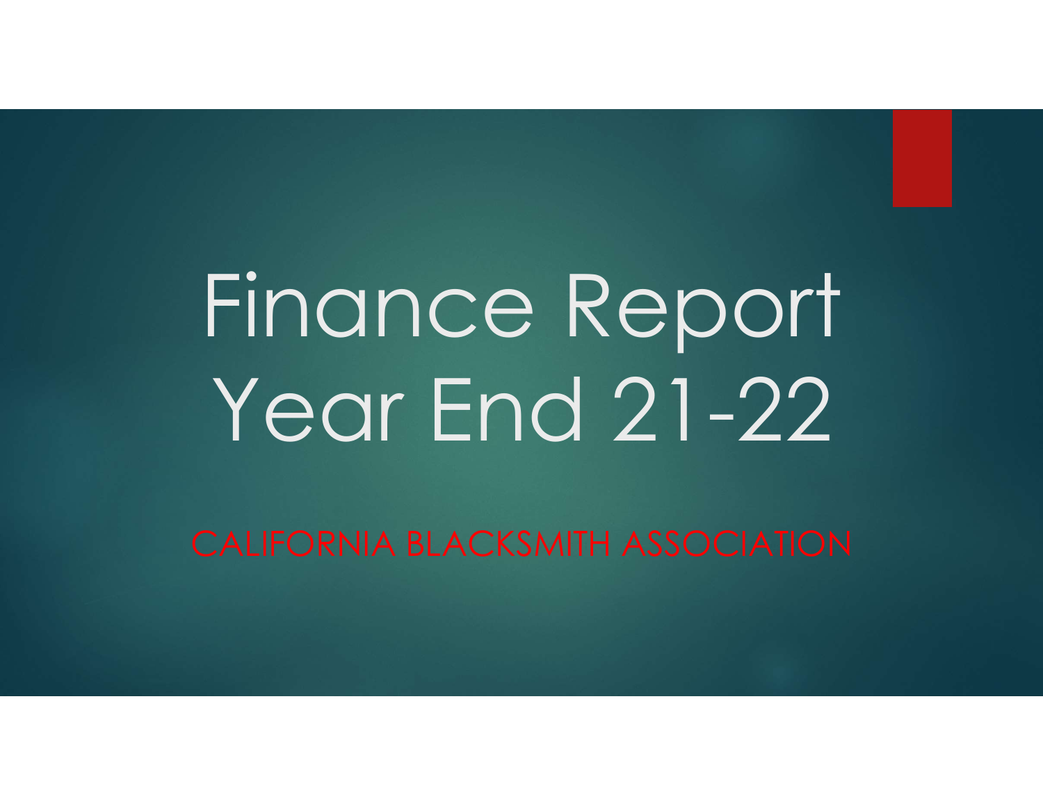# Finance Report Year End 21-22

CALIFORNIA BLACKSMITH ASSOCIATION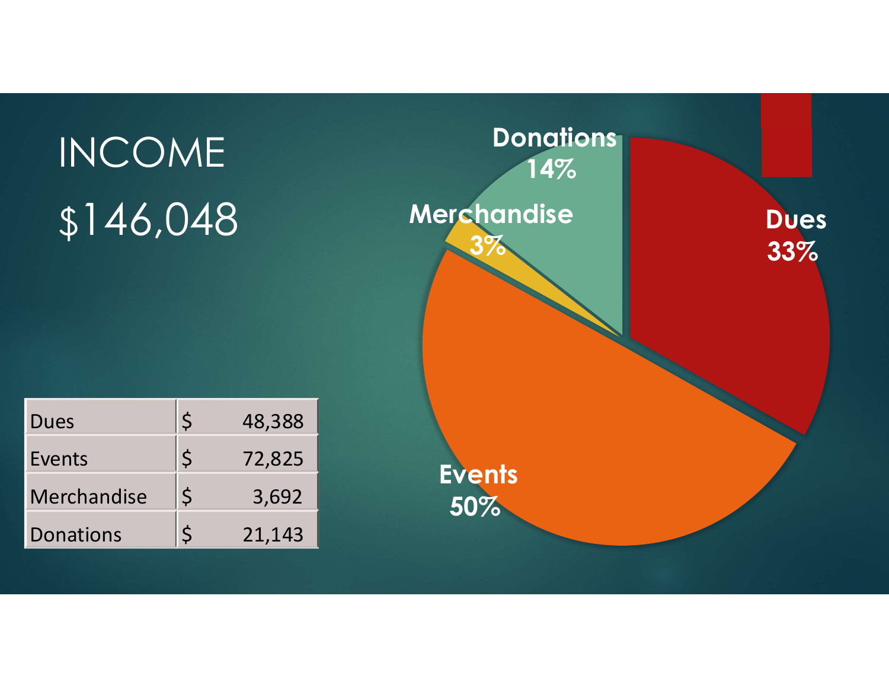# INCOME

## $146,048

| Dues | $ | 48,388 |
| --- | --- | --- |
| Events | $ | 72,825 |
| Merchandise | $ | 3,692 |
| Donations | $ | 21,143 |

Donations 14%

Merchandise 3%

Dues 33%

Events 50%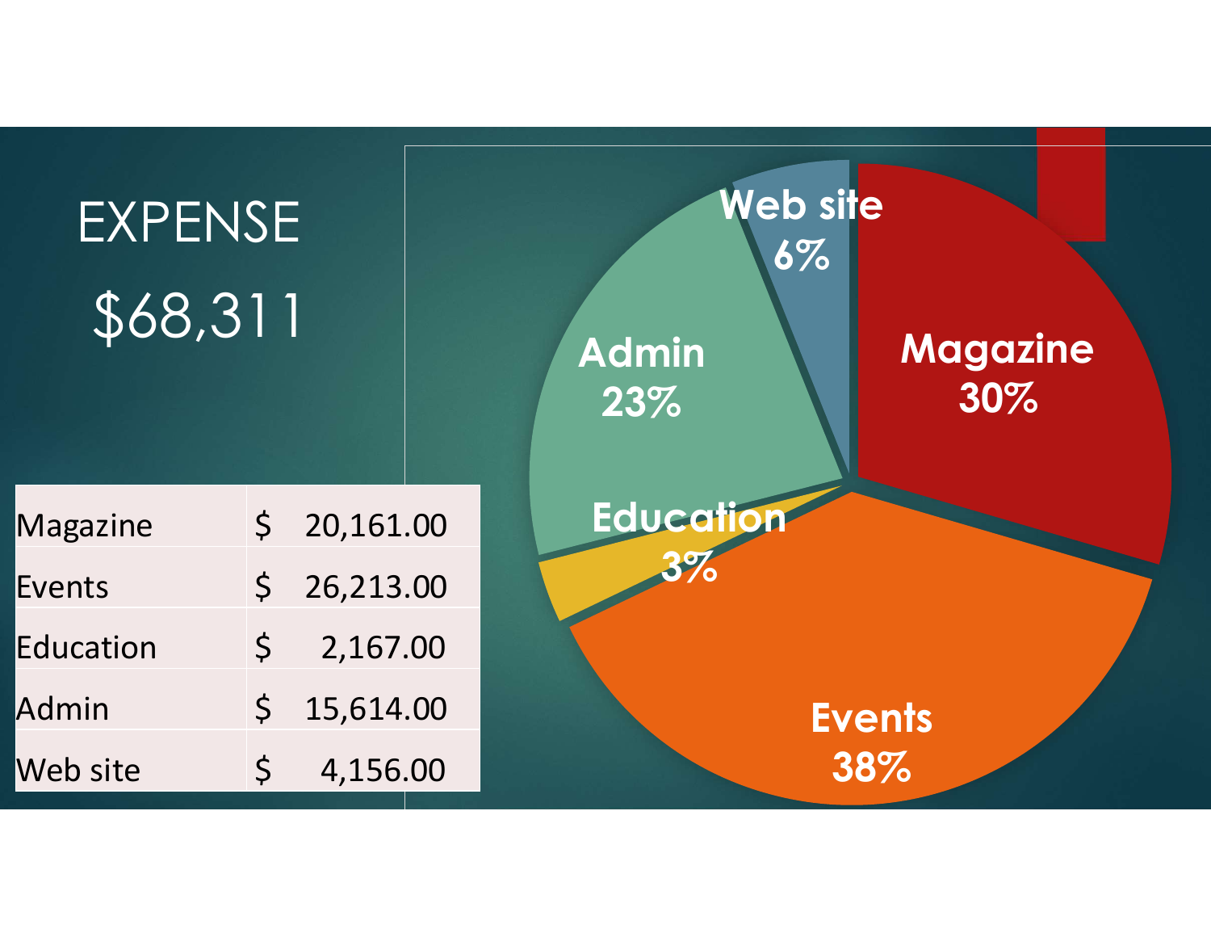# EXPENSE

## $68,311

| Magazine | $ 20,161.00 |
| --- | --- |
| Events | $ 26,213.00 |
| Education | $ 2,167.00 |
| Admin | $ 15,614.00 |
| Web site | $ 4,156.00 |

Web site 6%

Admin 23%

Magazine 30%

Education 3%

Events 38%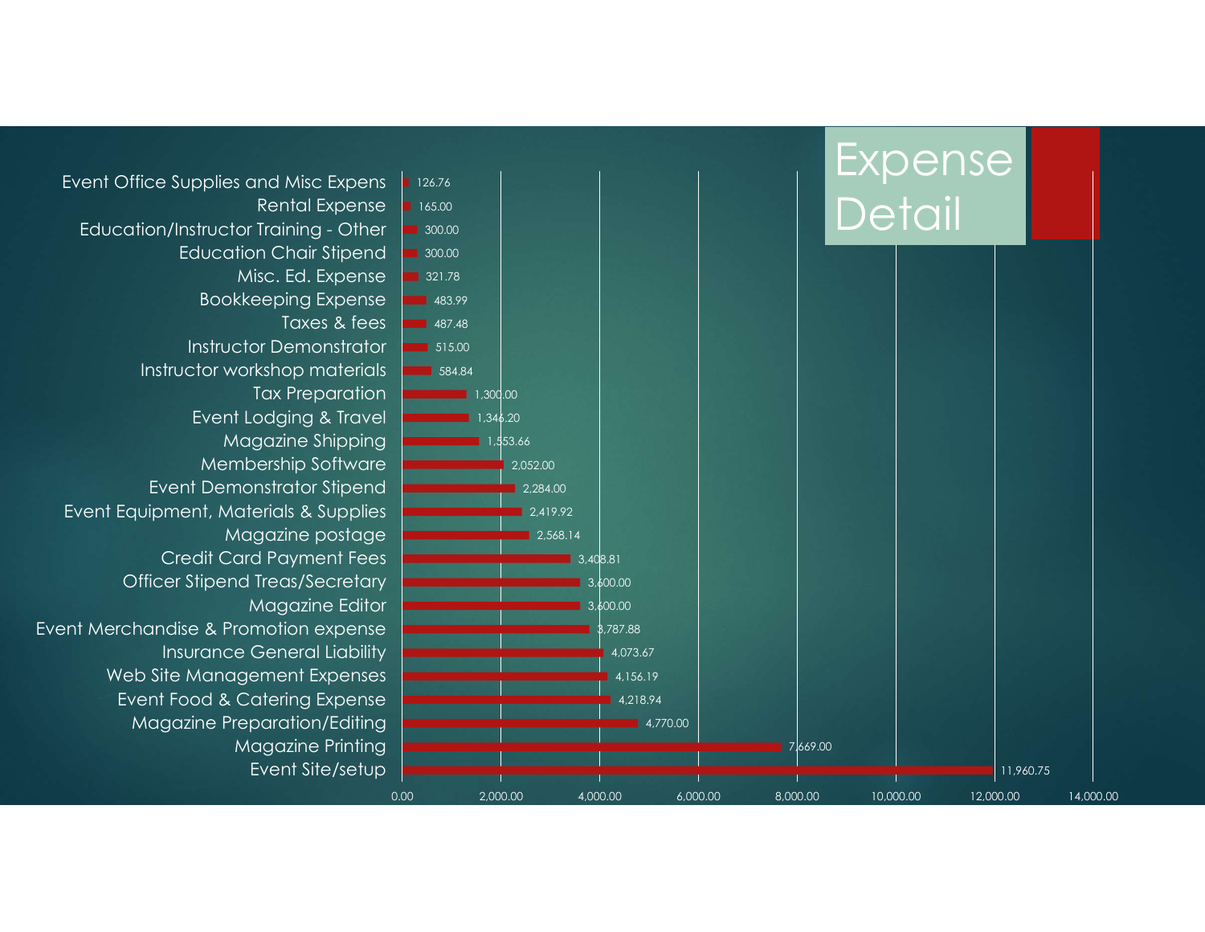# Expense Detail

| Expense | Amount |
|---|---|
| Event Office Supplies and Misc Expens | 126.76 |
| Rental Expense | 165.00 |
| Education/Instructor Training - Other | 300.00 |
| Education Chair Stipend | 300.00 |
| Misc. Ed. Expense | 321.78 |
| Bookkeeping Expense | 483.99 |
| Taxes & fees | 487.48 |
| Instructor Demonstrator | 515.00 |
| Instructor workshop materials | 584.84 |
| Tax Preparation | 1,300.00 |
| Event Lodging & Travel | 1,346.20 |
| Magazine Shipping | 1,553.66 |
| Membership Software | 2,052.00 |
| Event Demonstrator Stipend | 2,284.00 |
| Event Equipment, Materials & Supplies | 2,419.92 |
| Magazine postage | 2,568.14 |
| Credit Card Payment Fees | 3,408.81 |
| Officer Stipend Treas/Secretary | 3,600.00 |
| Magazine Editor | 3,600.00 |
| Event Merchandise & Promotion expense | 3,787.88 |
| Insurance General Liability | 4,073.67 |
| Web Site Management Expenses | 4,156.19 |
| Event Food & Catering Expense | 4,218.94 |
| Magazine Preparation/Editing | 4,770.00 |
| Magazine Printing | 7,669.00 |
| Event Site/setup | 11,960.75 |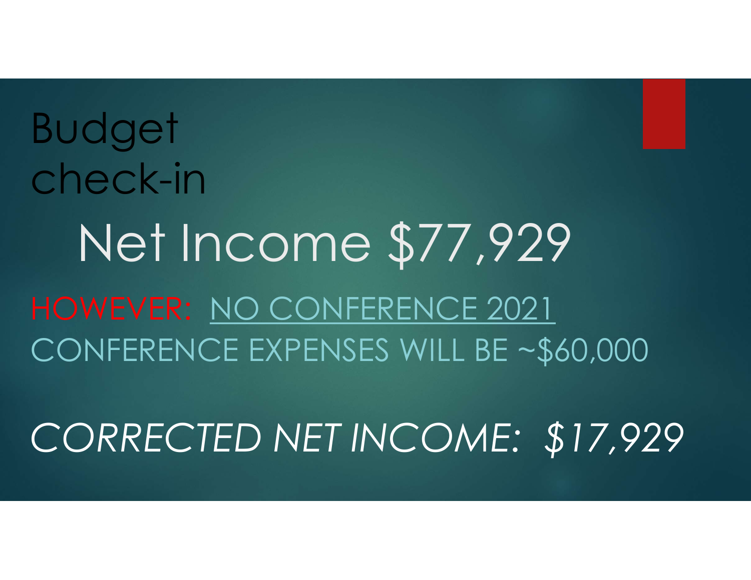# Budget check-in

## Net Income $77,929

HOWEVER: NO CONFERENCE 2021

CONFERENCE EXPENSES WILL BE ~$60,000

*CORRECTED NET INCOME: $17,929*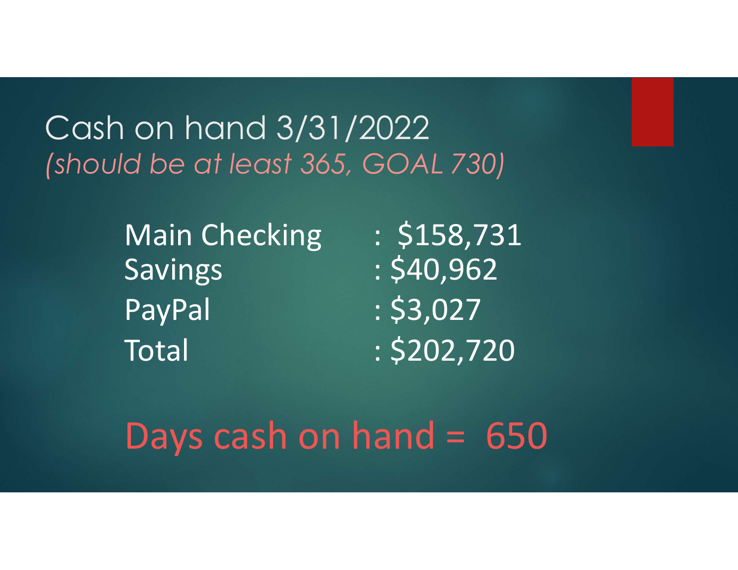# Cash on hand 3/31/2022

*(should be at least 365, GOAL 730)*

| | |
|---|---|
| Main Checking | : $158,731 |
| Savings | : $40,962 |
| PayPal | : $3,027 |
| Total | : $202,720 |

## Days cash on hand = 650